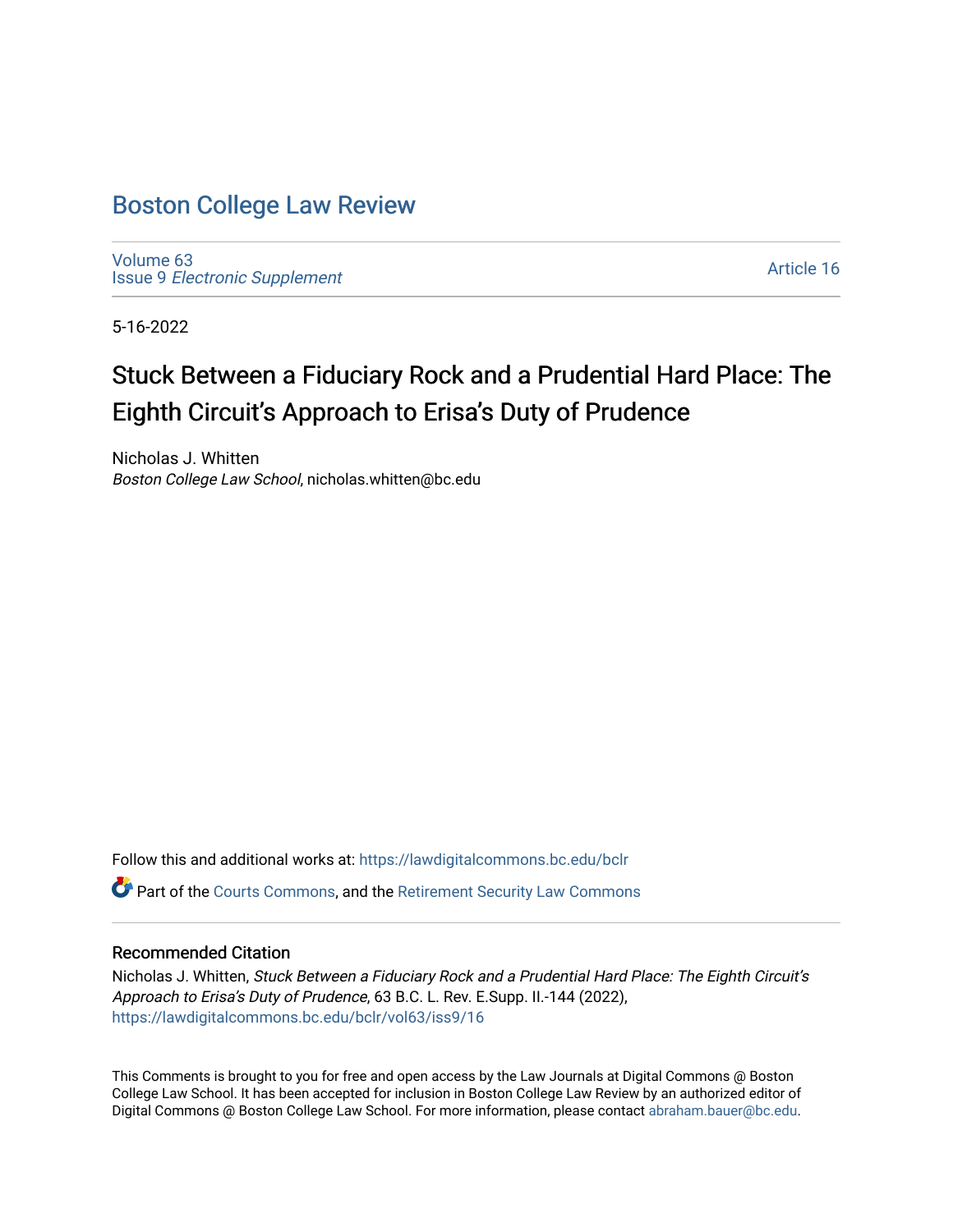# Boston College Law Review

Volume 63
Issue 9 *Electronic Supplement*

Article 16

5-16-2022

## Stuck Between a Fiduciary Rock and a Prudential Hard Place: The Eighth Circuit's Approach to Erisa's Duty of Prudence

Nicholas J. Whitten
*Boston College Law School*, nicholas.whitten@bc.edu

Follow this and additional works at: https://lawdigitalcommons.bc.edu/bclr

Part of the Courts Commons, and the Retirement Security Law Commons

### Recommended Citation

Nicholas J. Whitten, *Stuck Between a Fiduciary Rock and a Prudential Hard Place: The Eighth Circuit's Approach to Erisa's Duty of Prudence*, 63 B.C. L. Rev. E.Supp. II.-144 (2022), https://lawdigitalcommons.bc.edu/bclr/vol63/iss9/16

This Comments is brought to you for free and open access by the Law Journals at Digital Commons @ Boston College Law School. It has been accepted for inclusion in Boston College Law Review by an authorized editor of Digital Commons @ Boston College Law School. For more information, please contact abraham.bauer@bc.edu.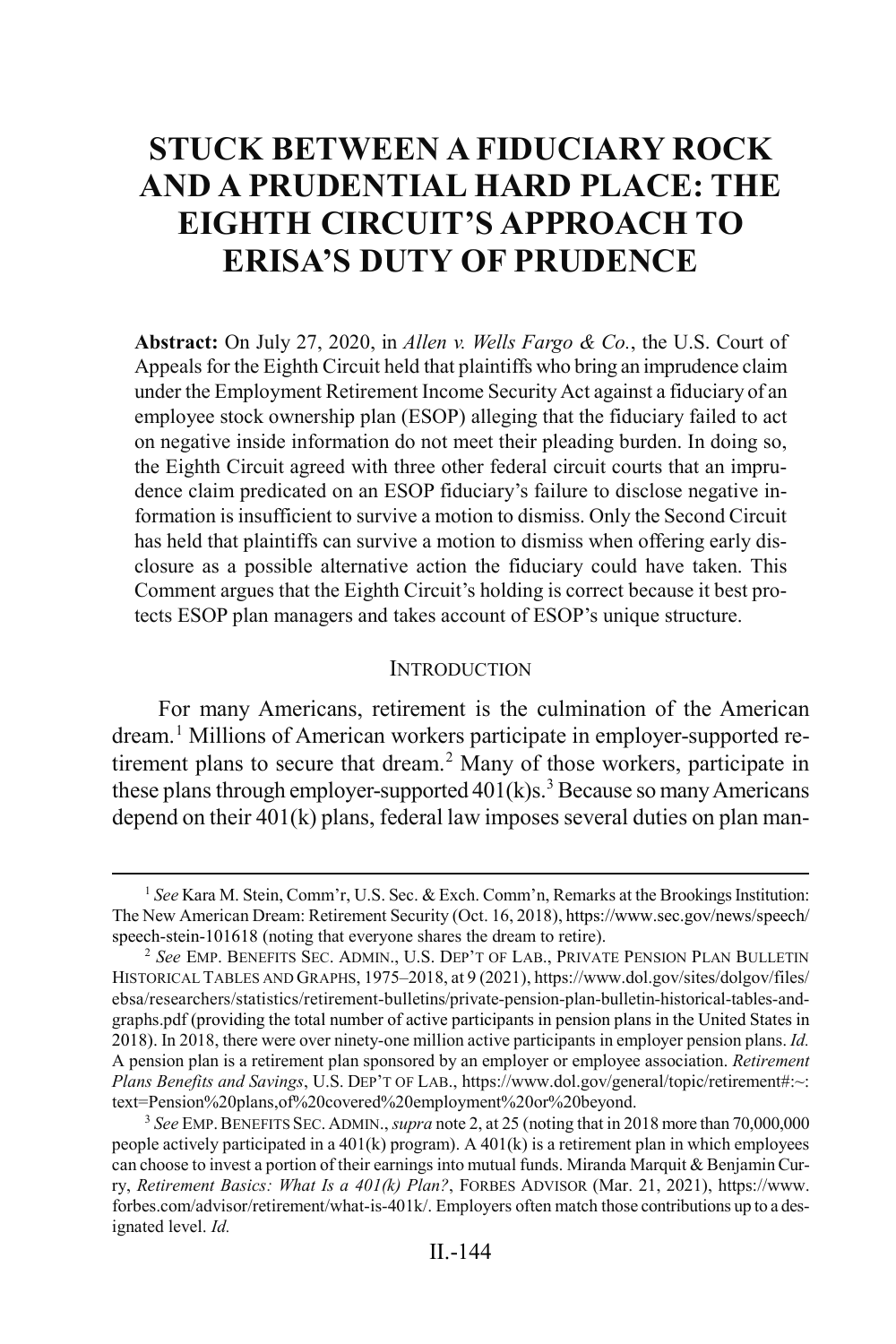# STUCK BETWEEN A FIDUCIARY ROCK AND A PRUDENTIAL HARD PLACE: THE EIGHTH CIRCUIT'S APPROACH TO ERISA'S DUTY OF PRUDENCE

**Abstract:** On July 27, 2020, in *Allen v. Wells Fargo & Co.*, the U.S. Court of Appeals for the Eighth Circuit held that plaintiffs who bring an imprudence claim under the Employment Retirement Income Security Act against a fiduciary of an employee stock ownership plan (ESOP) alleging that the fiduciary failed to act on negative inside information do not meet their pleading burden. In doing so, the Eighth Circuit agreed with three other federal circuit courts that an imprudence claim predicated on an ESOP fiduciary's failure to disclose negative information is insufficient to survive a motion to dismiss. Only the Second Circuit has held that plaintiffs can survive a motion to dismiss when offering early disclosure as a possible alternative action the fiduciary could have taken. This Comment argues that the Eighth Circuit's holding is correct because it best protects ESOP plan managers and takes account of ESOP's unique structure.

## INTRODUCTION

For many Americans, retirement is the culmination of the American dream.[1] Millions of American workers participate in employer-supported retirement plans to secure that dream.[2] Many of those workers, participate in these plans through employer-supported 401(k)s.[3] Because so many Americans depend on their 401(k) plans, federal law imposes several duties on plan man-

---

[1] *See* Kara M. Stein, Comm'r, U.S. Sec. & Exch. Comm'n, Remarks at the Brookings Institution: The New American Dream: Retirement Security (Oct. 16, 2018), https://www.sec.gov/news/speech/speech-stein-101618 (noting that everyone shares the dream to retire).

[2] *See* EMP. BENEFITS SEC. ADMIN., U.S. DEP'T OF LAB., PRIVATE PENSION PLAN BULLETIN HISTORICAL TABLES AND GRAPHS, 1975–2018, at 9 (2021), https://www.dol.gov/sites/dolgov/files/ebsa/researchers/statistics/retirement-bulletins/private-pension-plan-bulletin-historical-tables-and-graphs.pdf (providing the total number of active participants in pension plans in the United States in 2018). In 2018, there were over ninety-one million active participants in employer pension plans. *Id.* A pension plan is a retirement plan sponsored by an employer or employee association. *Retirement Plans Benefits and Savings*, U.S. DEP'T OF LAB., https://www.dol.gov/general/topic/retirement#:~:text=Pension%20plans,of%20covered%20employment%20or%20beyond.

[3] *See* EMP. BENEFITS SEC. ADMIN., *supra* note 2, at 25 (noting that in 2018 more than 70,000,000 people actively participated in a 401(k) program). A 401(k) is a retirement plan in which employees can choose to invest a portion of their earnings into mutual funds. Miranda Marquit & Benjamin Curry, *Retirement Basics: What Is a 401(k) Plan?*, FORBES ADVISOR (Mar. 21, 2021), https://www.forbes.com/advisor/retirement/what-is-401k/. Employers often match those contributions up to a designated level. *Id.*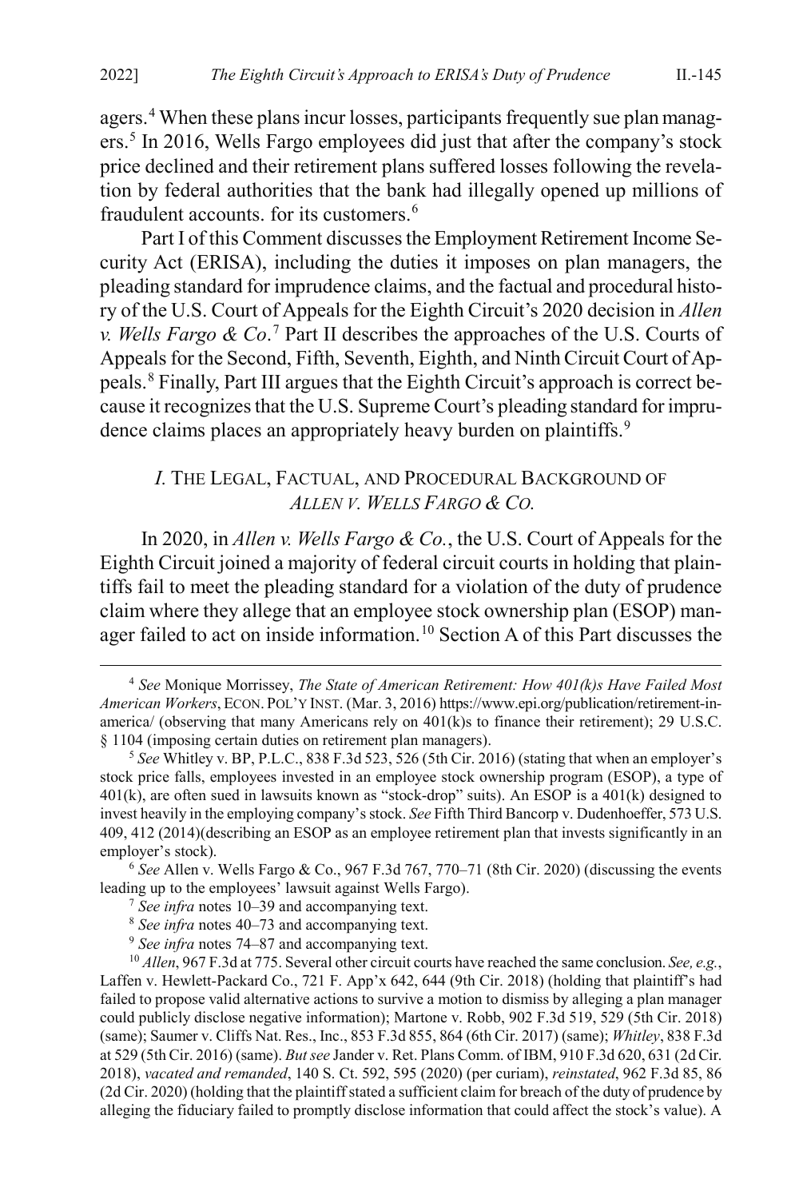agers.[4] When these plans incur losses, participants frequently sue plan managers.[5] In 2016, Wells Fargo employees did just that after the company's stock price declined and their retirement plans suffered losses following the revelation by federal authorities that the bank had illegally opened up millions of fraudulent accounts. for its customers.[6]

Part I of this Comment discusses the Employment Retirement Income Security Act (ERISA), including the duties it imposes on plan managers, the pleading standard for imprudence claims, and the factual and procedural history of the U.S. Court of Appeals for the Eighth Circuit's 2020 decision in *Allen v. Wells Fargo & Co*.[7] Part II describes the approaches of the U.S. Courts of Appeals for the Second, Fifth, Seventh, Eighth, and Ninth Circuit Court of Appeals.[8] Finally, Part III argues that the Eighth Circuit's approach is correct because it recognizes that the U.S. Supreme Court's pleading standard for imprudence claims places an appropriately heavy burden on plaintiffs.[9]

## *I.* THE LEGAL, FACTUAL, AND PROCEDURAL BACKGROUND OF *ALLEN V. WELLS FARGO & CO.*

In 2020, in *Allen v. Wells Fargo & Co.*, the U.S. Court of Appeals for the Eighth Circuit joined a majority of federal circuit courts in holding that plaintiffs fail to meet the pleading standard for a violation of the duty of prudence claim where they allege that an employee stock ownership plan (ESOP) manager failed to act on inside information.[10] Section A of this Part discusses the

---

[4] *See* Monique Morrissey, *The State of American Retirement: How 401(k)s Have Failed Most American Workers*, ECON. POL'Y INST. (Mar. 3, 2016) https://www.epi.org/publication/retirement-in-america/ (observing that many Americans rely on 401(k)s to finance their retirement); 29 U.S.C. § 1104 (imposing certain duties on retirement plan managers).

[5] *See* Whitley v. BP, P.L.C., 838 F.3d 523, 526 (5th Cir. 2016) (stating that when an employer's stock price falls, employees invested in an employee stock ownership program (ESOP), a type of 401(k), are often sued in lawsuits known as "stock-drop" suits). An ESOP is a 401(k) designed to invest heavily in the employing company's stock. *See* Fifth Third Bancorp v. Dudenhoeffer, 573 U.S. 409, 412 (2014)(describing an ESOP as an employee retirement plan that invests significantly in an employer's stock).

[6] *See* Allen v. Wells Fargo & Co., 967 F.3d 767, 770–71 (8th Cir. 2020) (discussing the events leading up to the employees' lawsuit against Wells Fargo).

[7] *See infra* notes 10–39 and accompanying text.

[8] *See infra* notes 40–73 and accompanying text.

[9] *See infra* notes 74–87 and accompanying text.

[10] *Allen*, 967 F.3d at 775. Several other circuit courts have reached the same conclusion. *See, e.g.*, Laffen v. Hewlett-Packard Co., 721 F. App'x 642, 644 (9th Cir. 2018) (holding that plaintiff's had failed to propose valid alternative actions to survive a motion to dismiss by alleging a plan manager could publicly disclose negative information); Martone v. Robb, 902 F.3d 519, 529 (5th Cir. 2018) (same); Saumer v. Cliffs Nat. Res., Inc., 853 F.3d 855, 864 (6th Cir. 2017) (same); *Whitley*, 838 F.3d at 529 (5th Cir. 2016) (same). *But see* Jander v. Ret. Plans Comm. of IBM, 910 F.3d 620, 631 (2d Cir. 2018), *vacated and remanded*, 140 S. Ct. 592, 595 (2020) (per curiam), *reinstated*, 962 F.3d 85, 86 (2d Cir. 2020) (holding that the plaintiff stated a sufficient claim for breach of the duty of prudence by alleging the fiduciary failed to promptly disclose information that could affect the stock's value). A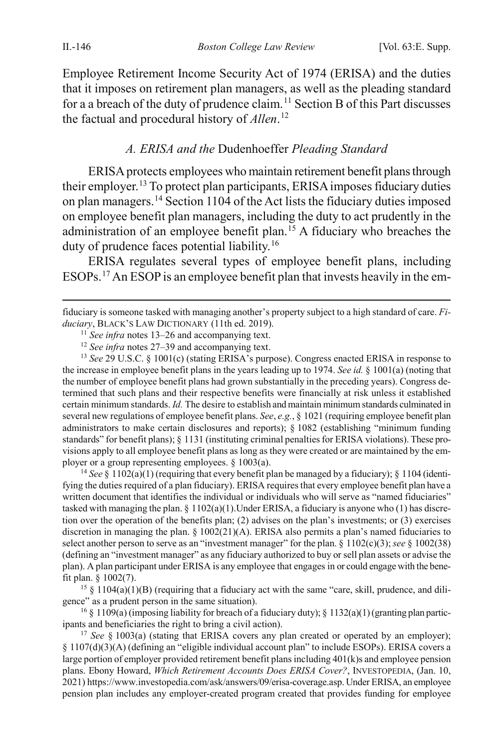Employee Retirement Income Security Act of 1974 (ERISA) and the duties that it imposes on retirement plan managers, as well as the pleading standard for a a breach of the duty of prudence claim.[11] Section B of this Part discusses the factual and procedural history of *Allen*.[12]

### *A. ERISA and the* Dudenhoeffer *Pleading Standard*

ERISA protects employees who maintain retirement benefit plans through their employer.[13] To protect plan participants, ERISA imposes fiduciary duties on plan managers.[14] Section 1104 of the Act lists the fiduciary duties imposed on employee benefit plan managers, including the duty to act prudently in the administration of an employee benefit plan.[15] A fiduciary who breaches the duty of prudence faces potential liability.[16]

ERISA regulates several types of employee benefit plans, including ESOPs.[17] An ESOP is an employee benefit plan that invests heavily in the em-

---

fiduciary is someone tasked with managing another's property subject to a high standard of care. *Fiduciary*, BLACK'S LAW DICTIONARY (11th ed. 2019).

[11] *See infra* notes 13–26 and accompanying text.

[12] *See infra* notes 27–39 and accompanying text.

[13] *See* 29 U.S.C. § 1001(c) (stating ERISA's purpose). Congress enacted ERISA in response to the increase in employee benefit plans in the years leading up to 1974. *See id.* § 1001(a) (noting that the number of employee benefit plans had grown substantially in the preceding years). Congress determined that such plans and their respective benefits were financially at risk unless it established certain minimum standards. *Id.* The desire to establish and maintain minimum standards culminated in several new regulations of employee benefit plans. *See*, *e.g.*, § 1021 (requiring employee benefit plan administrators to make certain disclosures and reports); § 1082 (establishing "minimum funding standards" for benefit plans); § 1131 (instituting criminal penalties for ERISA violations). These provisions apply to all employee benefit plans as long as they were created or are maintained by the employer or a group representing employees. § 1003(a).

[14] *See* § 1102(a)(1) (requiring that every benefit plan be managed by a fiduciary); § 1104 (identifying the duties required of a plan fiduciary). ERISA requires that every employee benefit plan have a written document that identifies the individual or individuals who will serve as "named fiduciaries" tasked with managing the plan. § 1102(a)(1).Under ERISA, a fiduciary is anyone who (1) has discretion over the operation of the benefits plan; (2) advises on the plan's investments; or (3) exercises discretion in managing the plan. § 1002(21)(A). ERISA also permits a plan's named fiduciaries to select another person to serve as an "investment manager" for the plan. § 1102(c)(3); *see* § 1002(38) (defining an "investment manager" as any fiduciary authorized to buy or sell plan assets or advise the plan). A plan participant under ERISA is any employee that engages in or could engage with the benefit plan. § 1002(7).

[15] § 1104(a)(1)(B) (requiring that a fiduciary act with the same "care, skill, prudence, and diligence" as a prudent person in the same situation).

[16] § 1109(a) (imposing liability for breach of a fiduciary duty); § 1132(a)(1) (granting plan participants and beneficiaries the right to bring a civil action).

[17] *See* § 1003(a) (stating that ERISA covers any plan created or operated by an employer); § 1107(d)(3)(A) (defining an "eligible individual account plan" to include ESOPs). ERISA covers a large portion of employer provided retirement benefit plans including 401(k)s and employee pension plans. Ebony Howard, *Which Retirement Accounts Does ERISA Cover?*, INVESTOPEDIA, (Jan. 10, 2021) https://www.investopedia.com/ask/answers/09/erisa-coverage.asp. Under ERISA, an employee pension plan includes any employer-created program created that provides funding for employee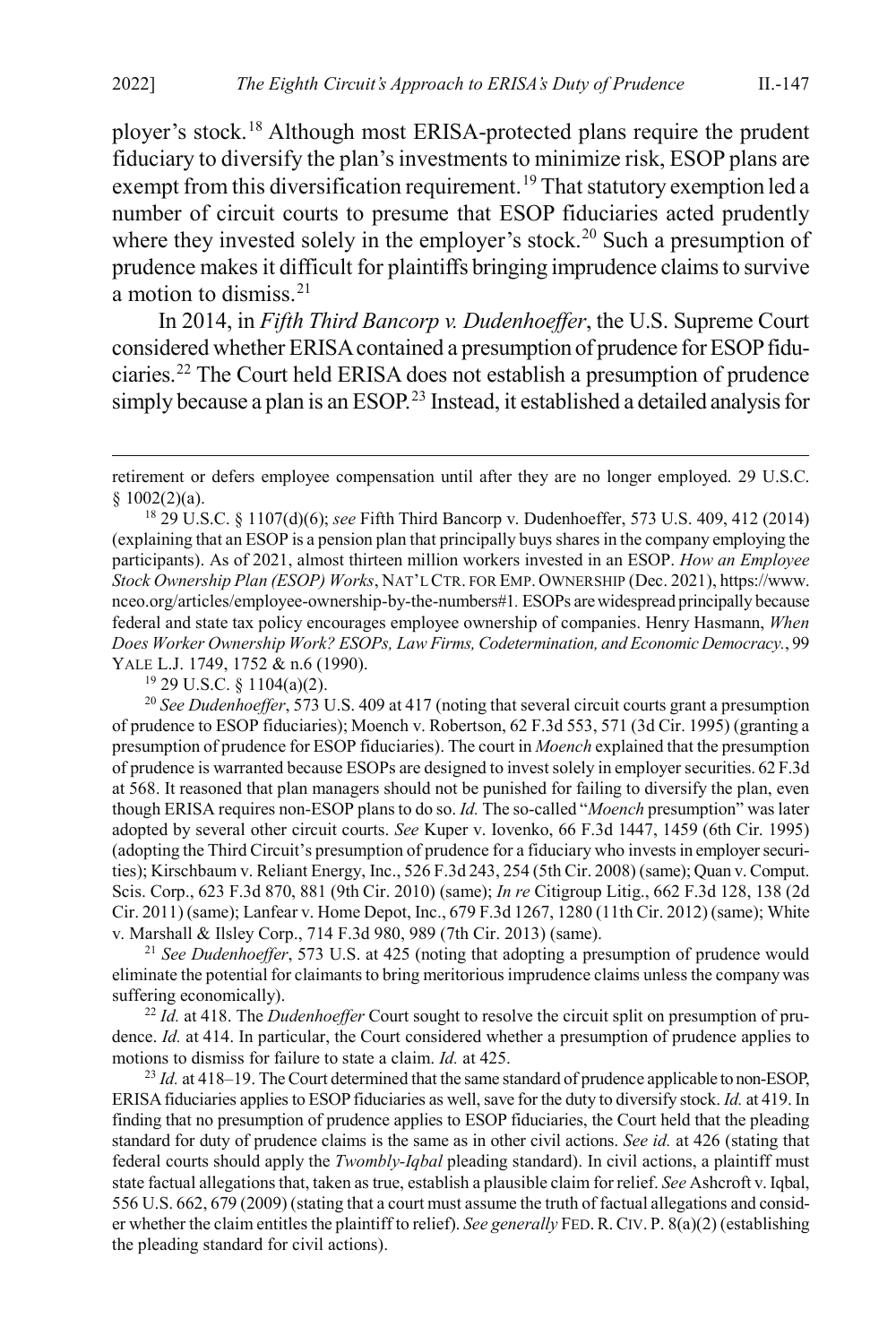ployer's stock.[18] Although most ERISA-protected plans require the prudent fiduciary to diversify the plan's investments to minimize risk, ESOP plans are exempt from this diversification requirement.[19] That statutory exemption led a number of circuit courts to presume that ESOP fiduciaries acted prudently where they invested solely in the employer's stock.[20] Such a presumption of prudence makes it difficult for plaintiffs bringing imprudence claims to survive a motion to dismiss.[21]

In 2014, in *Fifth Third Bancorp v. Dudenhoeffer*, the U.S. Supreme Court considered whether ERISA contained a presumption of prudence for ESOP fiduciaries.[22] The Court held ERISA does not establish a presumption of prudence simply because a plan is an ESOP.[23] Instead, it established a detailed analysis for

---

retirement or defers employee compensation until after they are no longer employed. 29 U.S.C. § 1002(2)(a).

[18] 29 U.S.C. § 1107(d)(6); *see* Fifth Third Bancorp v. Dudenhoeffer, 573 U.S. 409, 412 (2014) (explaining that an ESOP is a pension plan that principally buys shares in the company employing the participants). As of 2021, almost thirteen million workers invested in an ESOP. *How an Employee Stock Ownership Plan (ESOP) Works*, NAT'L CTR. FOR EMP. OWNERSHIP (Dec. 2021), https://www.nceo.org/articles/employee-ownership-by-the-numbers#1. ESOPs are widespread principally because federal and state tax policy encourages employee ownership of companies. Henry Hasmann, *When Does Worker Ownership Work? ESOPs, Law Firms, Codetermination, and Economic Democracy.*, 99 YALE L.J. 1749, 1752 & n.6 (1990).

[19] 29 U.S.C. § 1104(a)(2).

[20] *See Dudenhoeffer*, 573 U.S. 409 at 417 (noting that several circuit courts grant a presumption of prudence to ESOP fiduciaries); Moench v. Robertson, 62 F.3d 553, 571 (3d Cir. 1995) (granting a presumption of prudence for ESOP fiduciaries). The court in *Moench* explained that the presumption of prudence is warranted because ESOPs are designed to invest solely in employer securities. 62 F.3d at 568. It reasoned that plan managers should not be punished for failing to diversify the plan, even though ERISA requires non-ESOP plans to do so. *Id.* The so-called "*Moench* presumption" was later adopted by several other circuit courts. *See* Kuper v. Iovenko, 66 F.3d 1447, 1459 (6th Cir. 1995) (adopting the Third Circuit's presumption of prudence for a fiduciary who invests in employer securities); Kirschbaum v. Reliant Energy, Inc., 526 F.3d 243, 254 (5th Cir. 2008) (same); Quan v. Comput. Scis. Corp., 623 F.3d 870, 881 (9th Cir. 2010) (same); *In re* Citigroup Litig., 662 F.3d 128, 138 (2d Cir. 2011) (same); Lanfear v. Home Depot, Inc., 679 F.3d 1267, 1280 (11th Cir. 2012) (same); White v. Marshall & Ilsley Corp., 714 F.3d 980, 989 (7th Cir. 2013) (same).

[21] *See Dudenhoeffer*, 573 U.S. at 425 (noting that adopting a presumption of prudence would eliminate the potential for claimants to bring meritorious imprudence claims unless the company was suffering economically).

[22] *Id.* at 418. The *Dudenhoeffer* Court sought to resolve the circuit split on presumption of prudence. *Id.* at 414. In particular, the Court considered whether a presumption of prudence applies to motions to dismiss for failure to state a claim. *Id.* at 425.

[23] *Id.* at 418–19. The Court determined that the same standard of prudence applicable to non-ESOP, ERISA fiduciaries applies to ESOP fiduciaries as well, save for the duty to diversify stock. *Id.* at 419. In finding that no presumption of prudence applies to ESOP fiduciaries, the Court held that the pleading standard for duty of prudence claims is the same as in other civil actions. *See id.* at 426 (stating that federal courts should apply the *Twombly-Iqbal* pleading standard). In civil actions, a plaintiff must state factual allegations that, taken as true, establish a plausible claim for relief. *See* Ashcroft v. Iqbal, 556 U.S. 662, 679 (2009) (stating that a court must assume the truth of factual allegations and consider whether the claim entitles the plaintiff to relief). *See generally* FED. R. CIV. P. 8(a)(2) (establishing the pleading standard for civil actions).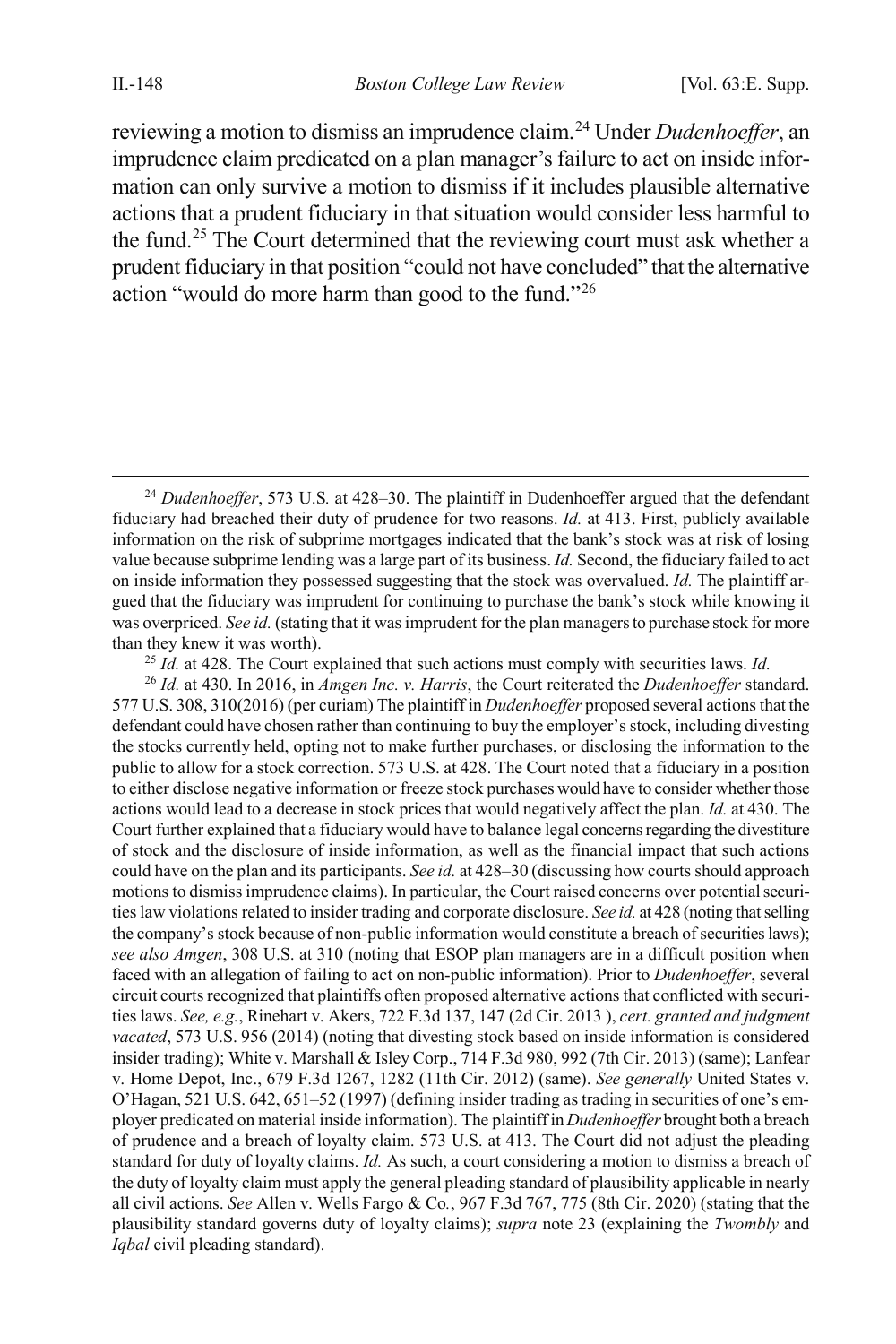reviewing a motion to dismiss an imprudence claim.[24] Under *Dudenhoeffer*, an imprudence claim predicated on a plan manager's failure to act on inside information can only survive a motion to dismiss if it includes plausible alternative actions that a prudent fiduciary in that situation would consider less harmful to the fund.[25] The Court determined that the reviewing court must ask whether a prudent fiduciary in that position "could not have concluded" that the alternative action "would do more harm than good to the fund."[26]

---

[24] *Dudenhoeffer*, 573 U.S. at 428–30. The plaintiff in Dudenhoeffer argued that the defendant fiduciary had breached their duty of prudence for two reasons. *Id.* at 413. First, publicly available information on the risk of subprime mortgages indicated that the bank's stock was at risk of losing value because subprime lending was a large part of its business. *Id.* Second, the fiduciary failed to act on inside information they possessed suggesting that the stock was overvalued. *Id.* The plaintiff argued that the fiduciary was imprudent for continuing to purchase the bank's stock while knowing it was overpriced. *See id.* (stating that it was imprudent for the plan managers to purchase stock for more than they knew it was worth).

[25] *Id.* at 428. The Court explained that such actions must comply with securities laws. *Id.*

[26] *Id.* at 430. In 2016, in *Amgen Inc. v. Harris*, the Court reiterated the *Dudenhoeffer* standard. 577 U.S. 308, 310(2016) (per curiam) The plaintiff in *Dudenhoeffer* proposed several actions that the defendant could have chosen rather than continuing to buy the employer's stock, including divesting the stocks currently held, opting not to make further purchases, or disclosing the information to the public to allow for a stock correction. 573 U.S. at 428. The Court noted that a fiduciary in a position to either disclose negative information or freeze stock purchases would have to consider whether those actions would lead to a decrease in stock prices that would negatively affect the plan. *Id.* at 430. The Court further explained that a fiduciary would have to balance legal concerns regarding the divestiture of stock and the disclosure of inside information, as well as the financial impact that such actions could have on the plan and its participants. *See id.* at 428–30 (discussing how courts should approach motions to dismiss imprudence claims). In particular, the Court raised concerns over potential securities law violations related to insider trading and corporate disclosure. *See id.* at 428 (noting that selling the company's stock because of non-public information would constitute a breach of securities laws); *see also Amgen*, 308 U.S. at 310 (noting that ESOP plan managers are in a difficult position when faced with an allegation of failing to act on non-public information). Prior to *Dudenhoeffer*, several circuit courts recognized that plaintiffs often proposed alternative actions that conflicted with securities laws. *See, e.g.*, Rinehart v. Akers, 722 F.3d 137, 147 (2d Cir. 2013 ), *cert. granted and judgment vacated*, 573 U.S. 956 (2014) (noting that divesting stock based on inside information is considered insider trading); White v. Marshall & Isley Corp., 714 F.3d 980, 992 (7th Cir. 2013) (same); Lanfear v. Home Depot, Inc., 679 F.3d 1267, 1282 (11th Cir. 2012) (same). *See generally* United States v. O'Hagan, 521 U.S. 642, 651–52 (1997) (defining insider trading as trading in securities of one's employer predicated on material inside information). The plaintiff in *Dudenhoeffer* brought both a breach of prudence and a breach of loyalty claim. 573 U.S. at 413. The Court did not adjust the pleading standard for duty of loyalty claims. *Id.* As such, a court considering a motion to dismiss a breach of the duty of loyalty claim must apply the general pleading standard of plausibility applicable in nearly all civil actions. *See* Allen v. Wells Fargo & Co., 967 F.3d 767, 775 (8th Cir. 2020) (stating that the plausibility standard governs duty of loyalty claims); *supra* note 23 (explaining the *Twombly* and *Iqbal* civil pleading standard).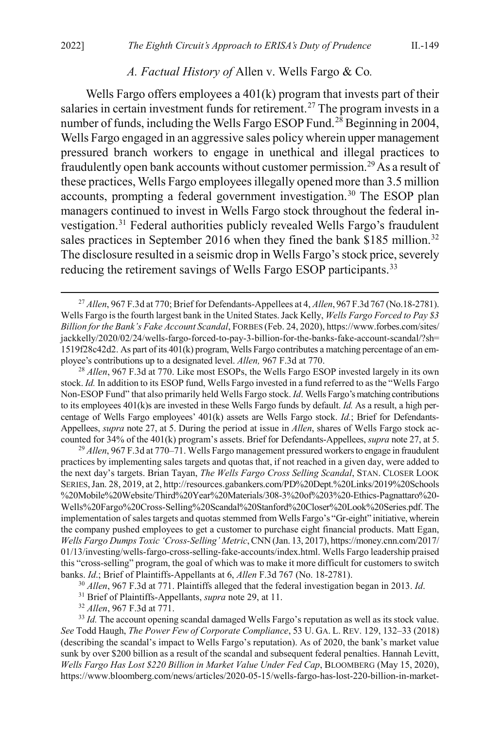### *A. Factual History of* Allen v. Wells Fargo & Co.

Wells Fargo offers employees a 401(k) program that invests part of their salaries in certain investment funds for retirement.[27] The program invests in a number of funds, including the Wells Fargo ESOP Fund.[28] Beginning in 2004, Wells Fargo engaged in an aggressive sales policy wherein upper management pressured branch workers to engage in unethical and illegal practices to fraudulently open bank accounts without customer permission.[29] As a result of these practices, Wells Fargo employees illegally opened more than 3.5 million accounts, prompting a federal government investigation.[30] The ESOP plan managers continued to invest in Wells Fargo stock throughout the federal investigation.[31] Federal authorities publicly revealed Wells Fargo's fraudulent sales practices in September 2016 when they fined the bank $185 million.[32] The disclosure resulted in a seismic drop in Wells Fargo's stock price, severely reducing the retirement savings of Wells Fargo ESOP participants.[33]

[27] *Allen*, 967 F.3d at 770; Brief for Defendants-Appellees at 4, *Allen*, 967 F.3d 767 (No.18-2781). Wells Fargo is the fourth largest bank in the United States. Jack Kelly, *Wells Fargo Forced to Pay $3 Billion for the Bank's Fake Account Scandal*, FORBES (Feb. 24, 2020), https://www.forbes.com/sites/jackkelly/2020/02/24/wells-fargo-forced-to-pay-3-billion-for-the-banks-fake-account-scandal/?sh=1519f28c42d2. As part of its 401(k) program, Wells Fargo contributes a matching percentage of an employee's contributions up to a designated level. *Allen,* 967 F.3d at 770.

[28] *Allen*, 967 F.3d at 770. Like most ESOPs, the Wells Fargo ESOP invested largely in its own stock. *Id.* In addition to its ESOP fund, Wells Fargo invested in a fund referred to as the "Wells Fargo Non-ESOP Fund" that also primarily held Wells Fargo stock. *Id*. Wells Fargo's matching contributions to its employees 401(k)s are invested in these Wells Fargo funds by default. *Id.* As a result, a high percentage of Wells Fargo employees' 401(k) assets are Wells Fargo stock. *Id.*; Brief for Defendants-Appellees, *supra* note 27, at 5. During the period at issue in *Allen*, shares of Wells Fargo stock accounted for 34% of the 401(k) program's assets. Brief for Defendants-Appellees, *supra* note 27, at 5.

[29] *Allen*, 967 F.3d at 770–71. Wells Fargo management pressured workers to engage in fraudulent practices by implementing sales targets and quotas that, if not reached in a given day, were added to the next day's targets. Brian Tayan, *The Wells Fargo Cross Selling Scandal*, STAN. CLOSER LOOK SERIES, Jan. 28, 2019, at 2, http://resources.gabankers.com/PD%20Dept.%20Links/2019%20Schools%20Mobile%20Website/Third%20Year%20Materials/308-3%20of%203%20-Ethics-Pagnattaro%20-Wells%20Fargo%20Cross-Selling%20Scandal%20Stanford%20Closer%20Look%20Series.pdf. The implementation of sales targets and quotas stemmed from Wells Fargo's "Gr-eight" initiative, wherein the company pushed employees to get a customer to purchase eight financial products. Matt Egan, *Wells Fargo Dumps Toxic 'Cross-Selling' Metric*, CNN (Jan. 13, 2017), https://money.cnn.com/2017/01/13/investing/wells-fargo-cross-selling-fake-accounts/index.html. Wells Fargo leadership praised this "cross-selling" program, the goal of which was to make it more difficult for customers to switch banks. *Id*.; Brief of Plaintiffs-Appellants at 6, *Allen* F.3d 767 (No. 18-2781).

[30] *Allen*, 967 F.3d at 771. Plaintiffs alleged that the federal investigation began in 2013. *Id*.

[31] Brief of Plaintiffs-Appellants, *supra* note 29, at 11.

[32] *Allen*, 967 F.3d at 771.

[33] *Id.* The account opening scandal damaged Wells Fargo's reputation as well as its stock value. *See* Todd Haugh, *The Power Few of Corporate Compliance*, 53 U. GA. L. REV. 129, 132–33 (2018) (describing the scandal's impact to Wells Fargo's reputation). As of 2020, the bank's market value sunk by over $200 billion as a result of the scandal and subsequent federal penalties. Hannah Levitt, *Wells Fargo Has Lost $220 Billion in Market Value Under Fed Cap*, BLOOMBERG (May 15, 2020), https://www.bloomberg.com/news/articles/2020-05-15/wells-fargo-has-lost-220-billion-in-market-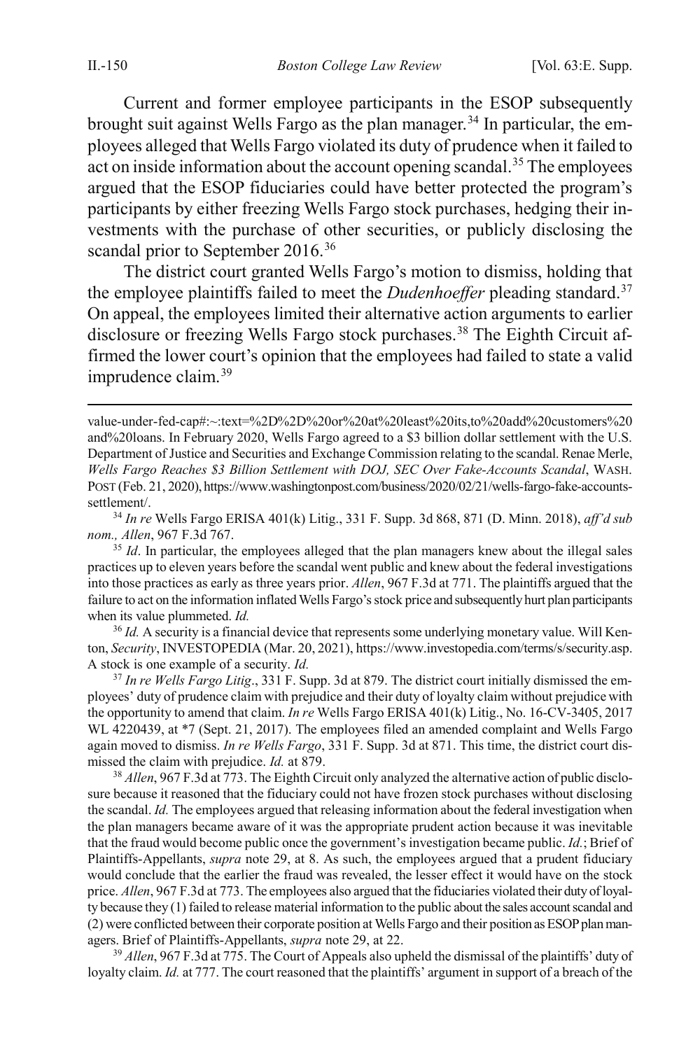Current and former employee participants in the ESOP subsequently brought suit against Wells Fargo as the plan manager.[34] In particular, the employees alleged that Wells Fargo violated its duty of prudence when it failed to act on inside information about the account opening scandal.[35] The employees argued that the ESOP fiduciaries could have better protected the program's participants by either freezing Wells Fargo stock purchases, hedging their investments with the purchase of other securities, or publicly disclosing the scandal prior to September 2016.[36]

The district court granted Wells Fargo's motion to dismiss, holding that the employee plaintiffs failed to meet the *Dudenhoeffer* pleading standard.[37] On appeal, the employees limited their alternative action arguments to earlier disclosure or freezing Wells Fargo stock purchases.[38] The Eighth Circuit affirmed the lower court's opinion that the employees had failed to state a valid imprudence claim.[39]

---

value-under-fed-cap#:~:text=%2D%2D%20or%20at%20least%20its,to%20add%20customers%20and%20loans. In February 2020, Wells Fargo agreed to a $3 billion dollar settlement with the U.S. Department of Justice and Securities and Exchange Commission relating to the scandal. Renae Merle, *Wells Fargo Reaches $3 Billion Settlement with DOJ, SEC Over Fake-Accounts Scandal*, WASH. POST (Feb. 21, 2020), https://www.washingtonpost.com/business/2020/02/21/wells-fargo-fake-accounts-settlement/.

[34] *In re* Wells Fargo ERISA 401(k) Litig., 331 F. Supp. 3d 868, 871 (D. Minn. 2018), *aff'd sub nom., Allen*, 967 F.3d 767.

[35] *Id*. In particular, the employees alleged that the plan managers knew about the illegal sales practices up to eleven years before the scandal went public and knew about the federal investigations into those practices as early as three years prior. *Allen*, 967 F.3d at 771. The plaintiffs argued that the failure to act on the information inflated Wells Fargo's stock price and subsequently hurt plan participants when its value plummeted. *Id.*

[36] *Id.* A security is a financial device that represents some underlying monetary value. Will Kenton, *Security*, INVESTOPEDIA (Mar. 20, 2021), https://www.investopedia.com/terms/s/security.asp. A stock is one example of a security. *Id.*

[37] *In re Wells Fargo Litig*., 331 F. Supp. 3d at 879. The district court initially dismissed the employees' duty of prudence claim with prejudice and their duty of loyalty claim without prejudice with the opportunity to amend that claim. *In re* Wells Fargo ERISA 401(k) Litig., No. 16-CV-3405, 2017 WL 4220439, at *7 (Sept. 21, 2017). The employees filed an amended complaint and Wells Fargo again moved to dismiss. *In re Wells Fargo*, 331 F. Supp. 3d at 871. This time, the district court dismissed the claim with prejudice. *Id.* at 879.

[38] *Allen*, 967 F.3d at 773. The Eighth Circuit only analyzed the alternative action of public disclosure because it reasoned that the fiduciary could not have frozen stock purchases without disclosing the scandal. *Id.* The employees argued that releasing information about the federal investigation when the plan managers became aware of it was the appropriate prudent action because it was inevitable that the fraud would become public once the government's investigation became public. *Id.*; Brief of Plaintiffs-Appellants, *supra* note 29, at 8. As such, the employees argued that a prudent fiduciary would conclude that the earlier the fraud was revealed, the lesser effect it would have on the stock price. *Allen*, 967 F.3d at 773. The employees also argued that the fiduciaries violated their duty of loyalty because they (1) failed to release material information to the public about the sales account scandal and (2) were conflicted between their corporate position at Wells Fargo and their position as ESOP plan managers. Brief of Plaintiffs-Appellants, *supra* note 29, at 22.

[39] *Allen*, 967 F.3d at 775. The Court of Appeals also upheld the dismissal of the plaintiffs' duty of loyalty claim. *Id.* at 777. The court reasoned that the plaintiffs' argument in support of a breach of the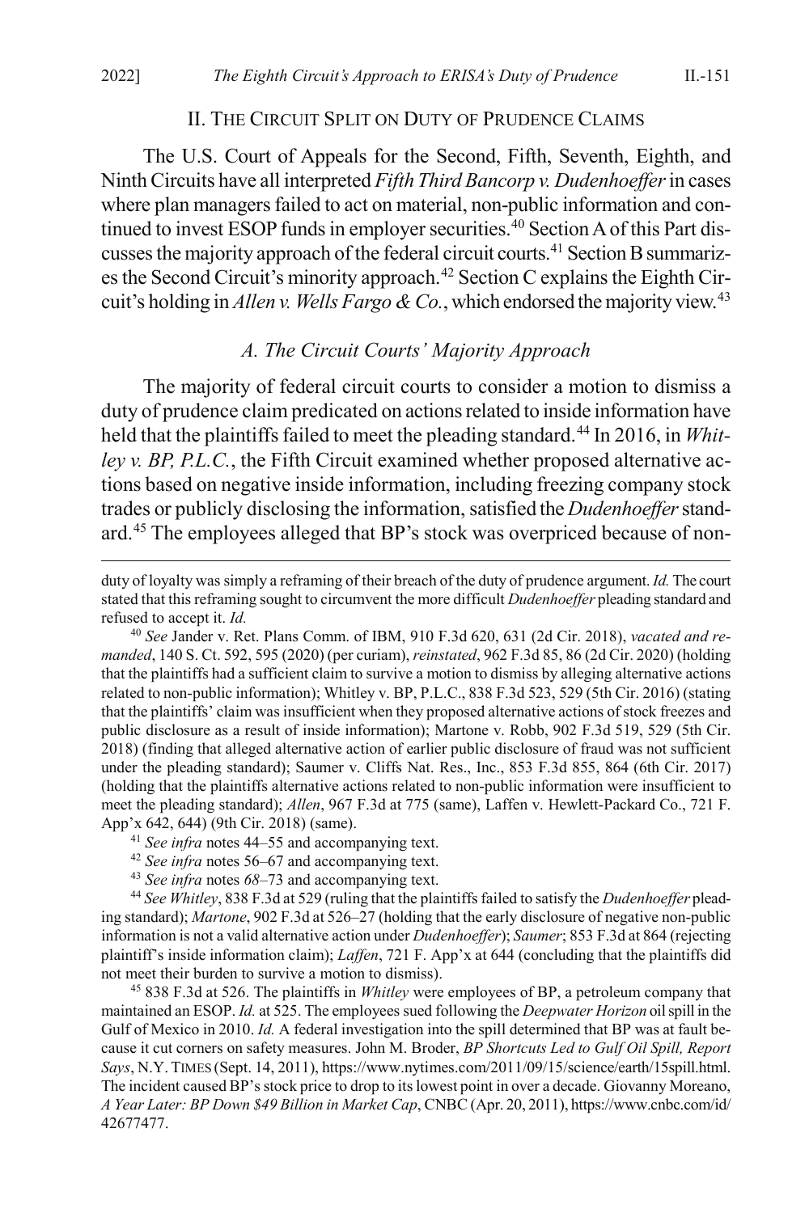## II. THE CIRCUIT SPLIT ON DUTY OF PRUDENCE CLAIMS

The U.S. Court of Appeals for the Second, Fifth, Seventh, Eighth, and Ninth Circuits have all interpreted *Fifth Third Bancorp v. Dudenhoeffer* in cases where plan managers failed to act on material, non-public information and continued to invest ESOP funds in employer securities.[40] Section A of this Part discusses the majority approach of the federal circuit courts.[41] Section B summarizes the Second Circuit's minority approach.[42] Section C explains the Eighth Circuit's holding in *Allen v. Wells Fargo & Co.*, which endorsed the majority view.[43]

### *A. The Circuit Courts' Majority Approach*

The majority of federal circuit courts to consider a motion to dismiss a duty of prudence claim predicated on actions related to inside information have held that the plaintiffs failed to meet the pleading standard.[44] In 2016, in *Whitley v. BP, P.L.C.*, the Fifth Circuit examined whether proposed alternative actions based on negative inside information, including freezing company stock trades or publicly disclosing the information, satisfied the *Dudenhoeffer* standard.[45] The employees alleged that BP's stock was overpriced because of non-

---

duty of loyalty was simply a reframing of their breach of the duty of prudence argument. *Id.* The court stated that this reframing sought to circumvent the more difficult *Dudenhoeffer* pleading standard and refused to accept it. *Id.*

[40] *See* Jander v. Ret. Plans Comm. of IBM, 910 F.3d 620, 631 (2d Cir. 2018), *vacated and remanded*, 140 S. Ct. 592, 595 (2020) (per curiam), *reinstated*, 962 F.3d 85, 86 (2d Cir. 2020) (holding that the plaintiffs had a sufficient claim to survive a motion to dismiss by alleging alternative actions related to non-public information); Whitley v. BP, P.L.C., 838 F.3d 523, 529 (5th Cir. 2016) (stating that the plaintiffs' claim was insufficient when they proposed alternative actions of stock freezes and public disclosure as a result of inside information); Martone v. Robb, 902 F.3d 519, 529 (5th Cir. 2018) (finding that alleged alternative action of earlier public disclosure of fraud was not sufficient under the pleading standard); Saumer v. Cliffs Nat. Res., Inc., 853 F.3d 855, 864 (6th Cir. 2017) (holding that the plaintiffs alternative actions related to non-public information were insufficient to meet the pleading standard); *Allen*, 967 F.3d at 775 (same), Laffen v. Hewlett-Packard Co., 721 F. App'x 642, 644) (9th Cir. 2018) (same).

[41] *See infra* notes 44–55 and accompanying text.

[42] *See infra* notes 56–67 and accompanying text.

[43] *See infra* notes *68*–73 and accompanying text.

[44] *See Whitley*, 838 F.3d at 529 (ruling that the plaintiffs failed to satisfy the *Dudenhoeffer* pleading standard); *Martone*, 902 F.3d at 526–27 (holding that the early disclosure of negative non-public information is not a valid alternative action under *Dudenhoeffer*); *Saumer*; 853 F.3d at 864 (rejecting plaintiff's inside information claim); *Laffen*, 721 F. App'x at 644 (concluding that the plaintiffs did not meet their burden to survive a motion to dismiss).

[45] 838 F.3d at 526. The plaintiffs in *Whitley* were employees of BP, a petroleum company that maintained an ESOP. *Id.* at 525. The employees sued following the *Deepwater Horizon* oil spill in the Gulf of Mexico in 2010. *Id.* A federal investigation into the spill determined that BP was at fault because it cut corners on safety measures. John M. Broder, *BP Shortcuts Led to Gulf Oil Spill, Report Says*, N.Y. TIMES (Sept. 14, 2011), https://www.nytimes.com/2011/09/15/science/earth/15spill.html. The incident caused BP's stock price to drop to its lowest point in over a decade. Giovanny Moreano, *A Year Later: BP Down $49 Billion in Market Cap*, CNBC (Apr. 20, 2011), https://www.cnbc.com/id/42677477.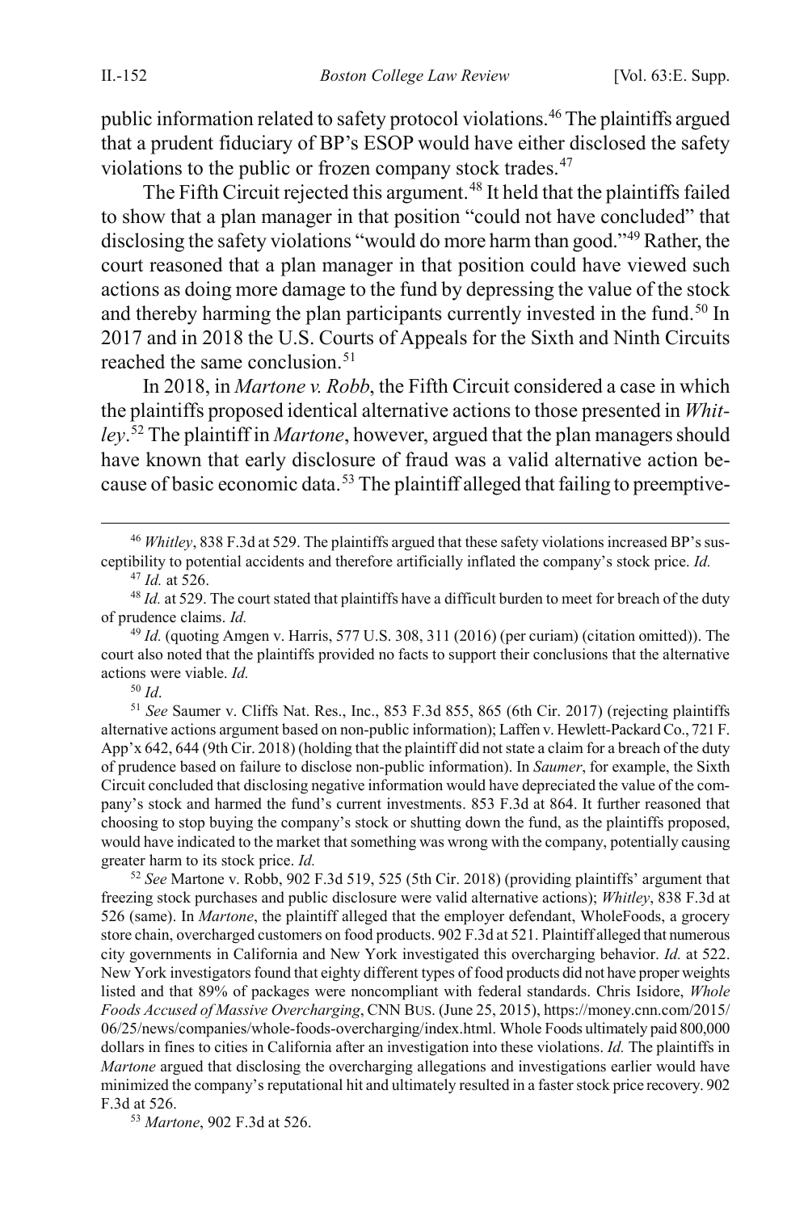public information related to safety protocol violations.[46] The plaintiffs argued that a prudent fiduciary of BP's ESOP would have either disclosed the safety violations to the public or frozen company stock trades.[47]

The Fifth Circuit rejected this argument.[48] It held that the plaintiffs failed to show that a plan manager in that position "could not have concluded" that disclosing the safety violations "would do more harm than good."[49] Rather, the court reasoned that a plan manager in that position could have viewed such actions as doing more damage to the fund by depressing the value of the stock and thereby harming the plan participants currently invested in the fund.[50] In 2017 and in 2018 the U.S. Courts of Appeals for the Sixth and Ninth Circuits reached the same conclusion.[51]

In 2018, in *Martone v. Robb*, the Fifth Circuit considered a case in which the plaintiffs proposed identical alternative actions to those presented in *Whitley*.[52] The plaintiff in *Martone*, however, argued that the plan managers should have known that early disclosure of fraud was a valid alternative action because of basic economic data.[53] The plaintiff alleged that failing to preemptive-

---

[46] *Whitley*, 838 F.3d at 529. The plaintiffs argued that these safety violations increased BP's susceptibility to potential accidents and therefore artificially inflated the company's stock price. *Id.*

[47] *Id.* at 526.

[48] *Id.* at 529. The court stated that plaintiffs have a difficult burden to meet for breach of the duty of prudence claims. *Id.*

[49] *Id.* (quoting Amgen v. Harris, 577 U.S. 308, 311 (2016) (per curiam) (citation omitted)). The court also noted that the plaintiffs provided no facts to support their conclusions that the alternative actions were viable. *Id.*

[50] *Id*.

[51] *See* Saumer v. Cliffs Nat. Res., Inc., 853 F.3d 855, 865 (6th Cir. 2017) (rejecting plaintiffs alternative actions argument based on non-public information); Laffen v. Hewlett-Packard Co., 721 F. App'x 642, 644 (9th Cir. 2018) (holding that the plaintiff did not state a claim for a breach of the duty of prudence based on failure to disclose non-public information). In *Saumer*, for example, the Sixth Circuit concluded that disclosing negative information would have depreciated the value of the company's stock and harmed the fund's current investments. 853 F.3d at 864. It further reasoned that choosing to stop buying the company's stock or shutting down the fund, as the plaintiffs proposed, would have indicated to the market that something was wrong with the company, potentially causing greater harm to its stock price. *Id.*

[52] *See* Martone v. Robb, 902 F.3d 519, 525 (5th Cir. 2018) (providing plaintiffs' argument that freezing stock purchases and public disclosure were valid alternative actions); *Whitley*, 838 F.3d at 526 (same). In *Martone*, the plaintiff alleged that the employer defendant, WholeFoods, a grocery store chain, overcharged customers on food products. 902 F.3d at 521. Plaintiff alleged that numerous city governments in California and New York investigated this overcharging behavior. *Id.* at 522. New York investigators found that eighty different types of food products did not have proper weights listed and that 89% of packages were noncompliant with federal standards. Chris Isidore, *Whole Foods Accused of Massive Overcharging*, CNN BUS. (June 25, 2015), https://money.cnn.com/2015/06/25/news/companies/whole-foods-overcharging/index.html. Whole Foods ultimately paid 800,000 dollars in fines to cities in California after an investigation into these violations. *Id.* The plaintiffs in *Martone* argued that disclosing the overcharging allegations and investigations earlier would have minimized the company's reputational hit and ultimately resulted in a faster stock price recovery. 902 F.3d at 526.

[53] *Martone*, 902 F.3d at 526.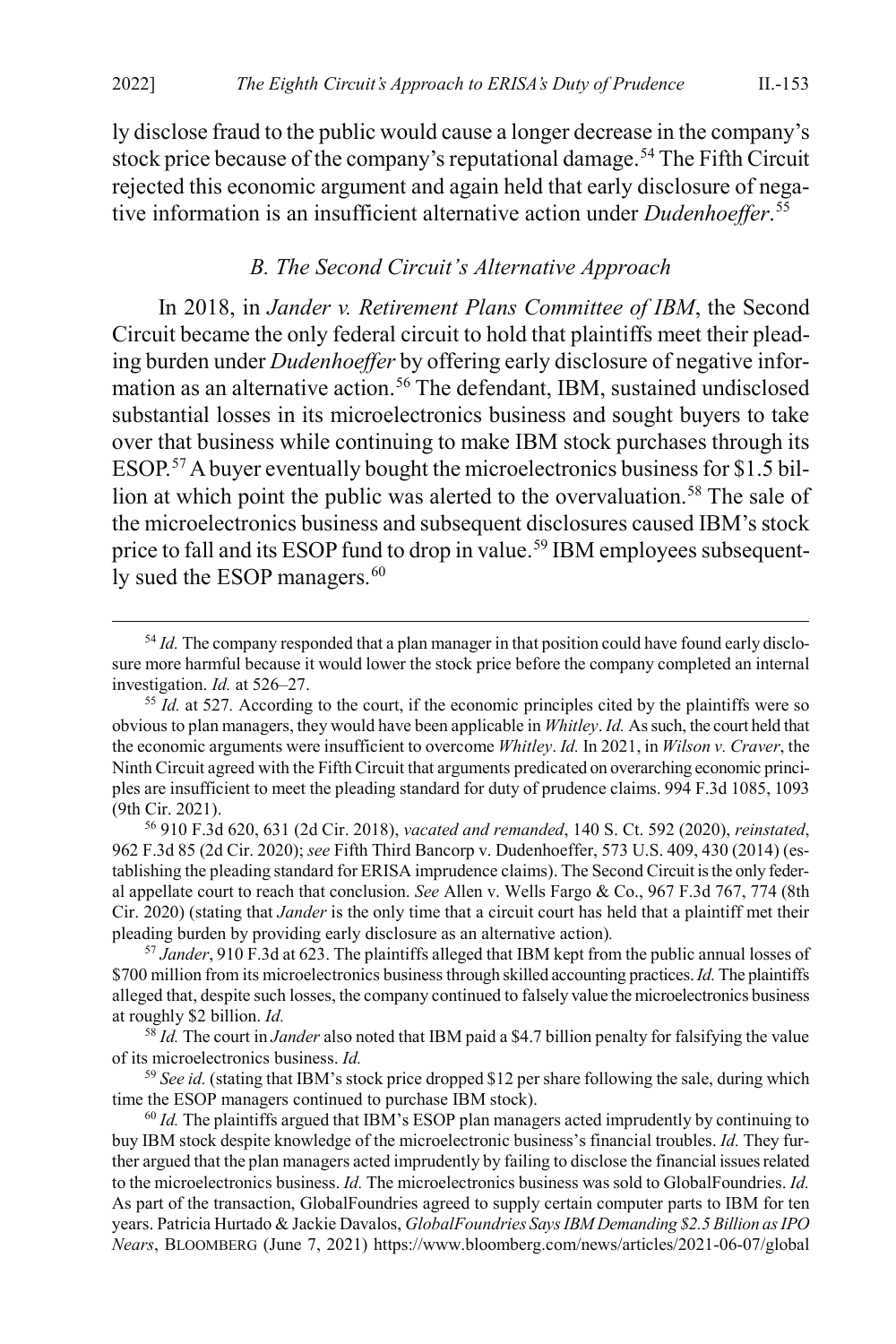ly disclose fraud to the public would cause a longer decrease in the company's stock price because of the company's reputational damage.[54] The Fifth Circuit rejected this economic argument and again held that early disclosure of negative information is an insufficient alternative action under *Dudenhoeffer*.[55]

### *B. The Second Circuit's Alternative Approach*

In 2018, in *Jander v. Retirement Plans Committee of IBM*, the Second Circuit became the only federal circuit to hold that plaintiffs meet their pleading burden under *Dudenhoeffer* by offering early disclosure of negative information as an alternative action.[56] The defendant, IBM, sustained undisclosed substantial losses in its microelectronics business and sought buyers to take over that business while continuing to make IBM stock purchases through its ESOP.[57] A buyer eventually bought the microelectronics business for $1.5 billion at which point the public was alerted to the overvaluation.[58] The sale of the microelectronics business and subsequent disclosures caused IBM's stock price to fall and its ESOP fund to drop in value.[59] IBM employees subsequently sued the ESOP managers.[60]

---

[54] *Id.* The company responded that a plan manager in that position could have found early disclosure more harmful because it would lower the stock price before the company completed an internal investigation. *Id.* at 526–27.

[55] *Id.* at 527*.* According to the court, if the economic principles cited by the plaintiffs were so obvious to plan managers, they would have been applicable in *Whitley*. *Id.* As such, the court held that the economic arguments were insufficient to overcome *Whitley*. *Id.* In 2021, in *Wilson v. Craver*, the Ninth Circuit agreed with the Fifth Circuit that arguments predicated on overarching economic principles are insufficient to meet the pleading standard for duty of prudence claims. 994 F.3d 1085, 1093 (9th Cir. 2021).

[56] 910 F.3d 620, 631 (2d Cir. 2018), *vacated and remanded*, 140 S. Ct. 592 (2020), *reinstated*, 962 F.3d 85 (2d Cir. 2020); *see* Fifth Third Bancorp v. Dudenhoeffer, 573 U.S. 409, 430 (2014) (establishing the pleading standard for ERISA imprudence claims). The Second Circuit is the only federal appellate court to reach that conclusion. *See* Allen v. Wells Fargo & Co., 967 F.3d 767, 774 (8th Cir. 2020) (stating that *Jander* is the only time that a circuit court has held that a plaintiff met their pleading burden by providing early disclosure as an alternative action)*.*

[57] *Jander*, 910 F.3d at 623. The plaintiffs alleged that IBM kept from the public annual losses of $700 million from its microelectronics business through skilled accounting practices. *Id.* The plaintiffs alleged that, despite such losses, the company continued to falsely value the microelectronics business at roughly $2 billion. *Id.*

[58] *Id.* The court in *Jander* also noted that IBM paid a $4.7 billion penalty for falsifying the value of its microelectronics business. *Id.*

[59] *See id.* (stating that IBM's stock price dropped $12 per share following the sale, during which time the ESOP managers continued to purchase IBM stock).

[60] *Id.* The plaintiffs argued that IBM's ESOP plan managers acted imprudently by continuing to buy IBM stock despite knowledge of the microelectronic business's financial troubles. *Id.* They further argued that the plan managers acted imprudently by failing to disclose the financial issues related to the microelectronics business. *Id.* The microelectronics business was sold to GlobalFoundries. *Id.* As part of the transaction, GlobalFoundries agreed to supply certain computer parts to IBM for ten years. Patricia Hurtado & Jackie Davalos, *GlobalFoundries Says IBM Demanding $2.5 Billion as IPO Nears*, BLOOMBERG (June 7, 2021) https://www.bloomberg.com/news/articles/2021-06-07/global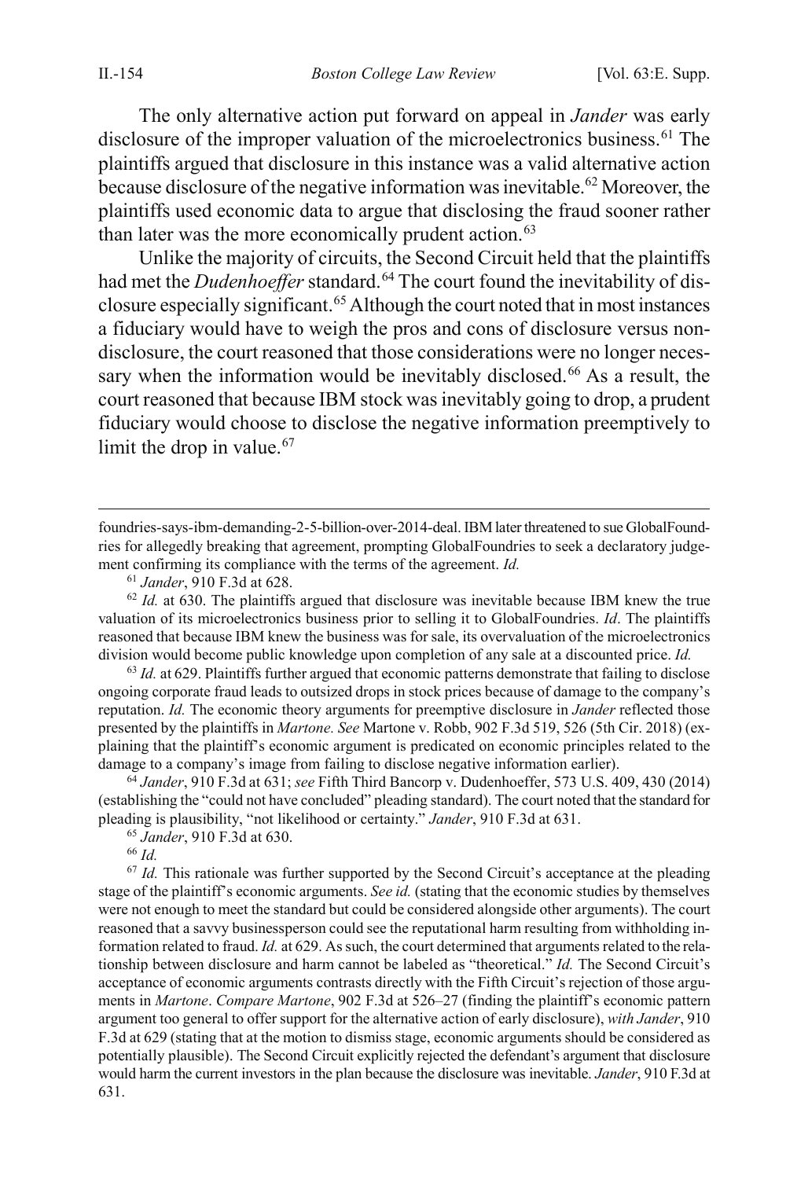The only alternative action put forward on appeal in *Jander* was early disclosure of the improper valuation of the microelectronics business.[61] The plaintiffs argued that disclosure in this instance was a valid alternative action because disclosure of the negative information was inevitable.[62] Moreover, the plaintiffs used economic data to argue that disclosing the fraud sooner rather than later was the more economically prudent action.[63]

Unlike the majority of circuits, the Second Circuit held that the plaintiffs had met the *Dudenhoeffer* standard.[64] The court found the inevitability of disclosure especially significant.[65] Although the court noted that in most instances a fiduciary would have to weigh the pros and cons of disclosure versus nondisclosure, the court reasoned that those considerations were no longer necessary when the information would be inevitably disclosed.[66] As a result, the court reasoned that because IBM stock was inevitably going to drop, a prudent fiduciary would choose to disclose the negative information preemptively to limit the drop in value.[67]

---

foundries-says-ibm-demanding-2-5-billion-over-2014-deal. IBM later threatened to sue GlobalFoundries for allegedly breaking that agreement, prompting GlobalFoundries to seek a declaratory judgement confirming its compliance with the terms of the agreement. *Id.*

[61] *Jander*, 910 F.3d at 628.

[62] *Id.* at 630. The plaintiffs argued that disclosure was inevitable because IBM knew the true valuation of its microelectronics business prior to selling it to GlobalFoundries. *Id*. The plaintiffs reasoned that because IBM knew the business was for sale, its overvaluation of the microelectronics division would become public knowledge upon completion of any sale at a discounted price. *Id.*

[63] *Id.* at 629. Plaintiffs further argued that economic patterns demonstrate that failing to disclose ongoing corporate fraud leads to outsized drops in stock prices because of damage to the company's reputation. *Id.* The economic theory arguments for preemptive disclosure in *Jander* reflected those presented by the plaintiffs in *Martone. See* Martone v. Robb, 902 F.3d 519, 526 (5th Cir. 2018) (explaining that the plaintiff's economic argument is predicated on economic principles related to the damage to a company's image from failing to disclose negative information earlier).

[64] *Jander*, 910 F.3d at 631; *see* Fifth Third Bancorp v. Dudenhoeffer, 573 U.S. 409, 430 (2014) (establishing the "could not have concluded" pleading standard). The court noted that the standard for pleading is plausibility, "not likelihood or certainty." *Jander*, 910 F.3d at 631.

[65] *Jander*, 910 F.3d at 630.

[66] *Id.*

[67] *Id.* This rationale was further supported by the Second Circuit's acceptance at the pleading stage of the plaintiff's economic arguments. *See id.* (stating that the economic studies by themselves were not enough to meet the standard but could be considered alongside other arguments). The court reasoned that a savvy businessperson could see the reputational harm resulting from withholding information related to fraud. *Id.* at 629. As such, the court determined that arguments related to the relationship between disclosure and harm cannot be labeled as "theoretical." *Id.* The Second Circuit's acceptance of economic arguments contrasts directly with the Fifth Circuit's rejection of those arguments in *Martone*. *Compare Martone*, 902 F.3d at 526–27 (finding the plaintiff's economic pattern argument too general to offer support for the alternative action of early disclosure), *with Jander*, 910 F.3d at 629 (stating that at the motion to dismiss stage, economic arguments should be considered as potentially plausible). The Second Circuit explicitly rejected the defendant's argument that disclosure would harm the current investors in the plan because the disclosure was inevitable. *Jander*, 910 F.3d at 631.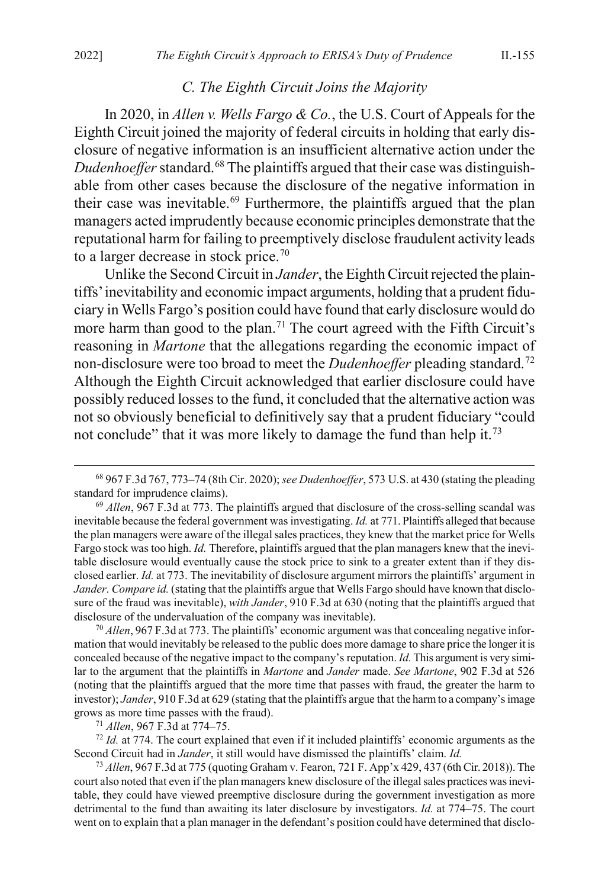### *C. The Eighth Circuit Joins the Majority*

In 2020, in *Allen v. Wells Fargo & Co.*, the U.S. Court of Appeals for the Eighth Circuit joined the majority of federal circuits in holding that early disclosure of negative information is an insufficient alternative action under the *Dudenhoeffer* standard.[68] The plaintiffs argued that their case was distinguishable from other cases because the disclosure of the negative information in their case was inevitable.[69] Furthermore, the plaintiffs argued that the plan managers acted imprudently because economic principles demonstrate that the reputational harm for failing to preemptively disclose fraudulent activity leads to a larger decrease in stock price.[70]

Unlike the Second Circuit in *Jander*, the Eighth Circuit rejected the plaintiffs' inevitability and economic impact arguments, holding that a prudent fiduciary in Wells Fargo's position could have found that early disclosure would do more harm than good to the plan.[71] The court agreed with the Fifth Circuit's reasoning in *Martone* that the allegations regarding the economic impact of non-disclosure were too broad to meet the *Dudenhoeffer* pleading standard.[72] Although the Eighth Circuit acknowledged that earlier disclosure could have possibly reduced losses to the fund, it concluded that the alternative action was not so obviously beneficial to definitively say that a prudent fiduciary "could not conclude" that it was more likely to damage the fund than help it.[73]

---

[68] 967 F.3d 767, 773–74 (8th Cir. 2020); *see Dudenhoeffer*, 573 U.S. at 430 (stating the pleading standard for imprudence claims).

[69] *Allen*, 967 F.3d at 773. The plaintiffs argued that disclosure of the cross-selling scandal was inevitable because the federal government was investigating. *Id.* at 771. Plaintiffs alleged that because the plan managers were aware of the illegal sales practices, they knew that the market price for Wells Fargo stock was too high. *Id.* Therefore, plaintiffs argued that the plan managers knew that the inevitable disclosure would eventually cause the stock price to sink to a greater extent than if they disclosed earlier. *Id.* at 773. The inevitability of disclosure argument mirrors the plaintiffs' argument in *Jander*. *Compare id.* (stating that the plaintiffs argue that Wells Fargo should have known that disclosure of the fraud was inevitable), *with Jander*, 910 F.3d at 630 (noting that the plaintiffs argued that disclosure of the undervaluation of the company was inevitable).

[70] *Allen*, 967 F.3d at 773. The plaintiffs' economic argument was that concealing negative information that would inevitably be released to the public does more damage to share price the longer it is concealed because of the negative impact to the company's reputation. *Id.* This argument is very similar to the argument that the plaintiffs in *Martone* and *Jander* made. *See Martone*, 902 F.3d at 526 (noting that the plaintiffs argued that the more time that passes with fraud, the greater the harm to investor); *Jander*, 910 F.3d at 629 (stating that the plaintiffs argue that the harm to a company's image grows as more time passes with the fraud).

[71] *Allen*, 967 F.3d at 774–75.

[72] *Id.* at 774. The court explained that even if it included plaintiffs' economic arguments as the Second Circuit had in *Jander*, it still would have dismissed the plaintiffs' claim. *Id.*

[73] *Allen*, 967 F.3d at 775 (quoting Graham v. Fearon, 721 F. App'x 429, 437 (6th Cir. 2018)). The court also noted that even if the plan managers knew disclosure of the illegal sales practices was inevitable, they could have viewed preemptive disclosure during the government investigation as more detrimental to the fund than awaiting its later disclosure by investigators. *Id.* at 774–75. The court went on to explain that a plan manager in the defendant's position could have determined that disclo-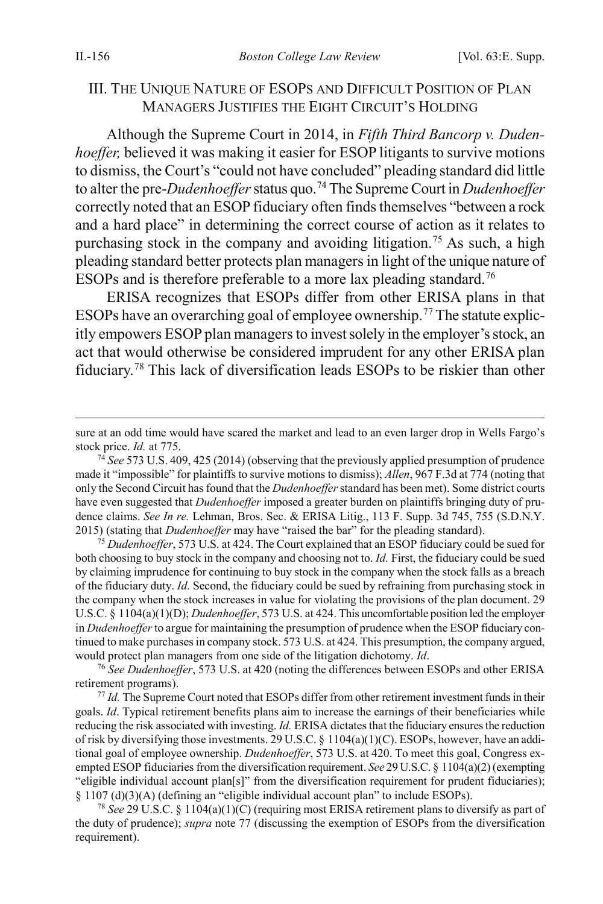## III. THE UNIQUE NATURE OF ESOPS AND DIFFICULT POSITION OF PLAN MANAGERS JUSTIFIES THE EIGHT CIRCUIT'S HOLDING

Although the Supreme Court in 2014, in *Fifth Third Bancorp v. Dudenhoeffer,* believed it was making it easier for ESOP litigants to survive motions to dismiss, the Court's "could not have concluded" pleading standard did little to alter the pre-*Dudenhoeffer* status quo.[74] The Supreme Court in *Dudenhoeffer* correctly noted that an ESOP fiduciary often finds themselves "between a rock and a hard place" in determining the correct course of action as it relates to purchasing stock in the company and avoiding litigation.[75] As such, a high pleading standard better protects plan managers in light of the unique nature of ESOPs and is therefore preferable to a more lax pleading standard.[76]

ERISA recognizes that ESOPs differ from other ERISA plans in that ESOPs have an overarching goal of employee ownership.[77] The statute explicitly empowers ESOP plan managers to invest solely in the employer's stock, an act that would otherwise be considered imprudent for any other ERISA plan fiduciary.[78] This lack of diversification leads ESOPs to be riskier than other

---

sure at an odd time would have scared the market and lead to an even larger drop in Wells Fargo's stock price. *Id.* at 775.

[74] *See* 573 U.S. 409, 425 (2014) (observing that the previously applied presumption of prudence made it "impossible" for plaintiffs to survive motions to dismiss); *Allen*, 967 F.3d at 774 (noting that only the Second Circuit has found that the *Dudenhoeffer* standard has been met). Some district courts have even suggested that *Dudenhoeffer* imposed a greater burden on plaintiffs bringing duty of prudence claims. *See In re.* Lehman, Bros. Sec. & ERISA Litig., 113 F. Supp. 3d 745, 755 (S.D.N.Y. 2015) (stating that *Dudenhoeffer* may have "raised the bar" for the pleading standard).

[75] *Dudenhoeffer*, 573 U.S. at 424. The Court explained that an ESOP fiduciary could be sued for both choosing to buy stock in the company and choosing not to. *Id.* First, the fiduciary could be sued by claiming imprudence for continuing to buy stock in the company when the stock falls as a breach of the fiduciary duty. *Id.* Second, the fiduciary could be sued by refraining from purchasing stock in the company when the stock increases in value for violating the provisions of the plan document. 29 U.S.C. § 1104(a)(1)(D); *Dudenhoeffer*, 573 U.S. at 424. This uncomfortable position led the employer in *Dudenhoeffer* to argue for maintaining the presumption of prudence when the ESOP fiduciary continued to make purchases in company stock. 573 U.S. at 424. This presumption, the company argued, would protect plan managers from one side of the litigation dichotomy. *Id*.

[76] *See Dudenhoeffer*, 573 U.S. at 420 (noting the differences between ESOPs and other ERISA retirement programs).

[77] *Id.* The Supreme Court noted that ESOPs differ from other retirement investment funds in their goals. *Id*. Typical retirement benefits plans aim to increase the earnings of their beneficiaries while reducing the risk associated with investing. *Id.* ERISA dictates that the fiduciary ensures the reduction of risk by diversifying those investments. 29 U.S.C. § 1104(a)(1)(C). ESOPs, however, have an additional goal of employee ownership. *Dudenhoeffer*, 573 U.S. at 420. To meet this goal, Congress exempted ESOP fiduciaries from the diversification requirement. *See* 29 U.S.C. § 1104(a)(2) (exempting "eligible individual account plan[s]" from the diversification requirement for prudent fiduciaries); § 1107 (d)(3)(A) (defining an "eligible individual account plan" to include ESOPs).

[78] *See* 29 U.S.C. § 1104(a)(1)(C) (requiring most ERISA retirement plans to diversify as part of the duty of prudence); *supra* note 77 (discussing the exemption of ESOPs from the diversification requirement).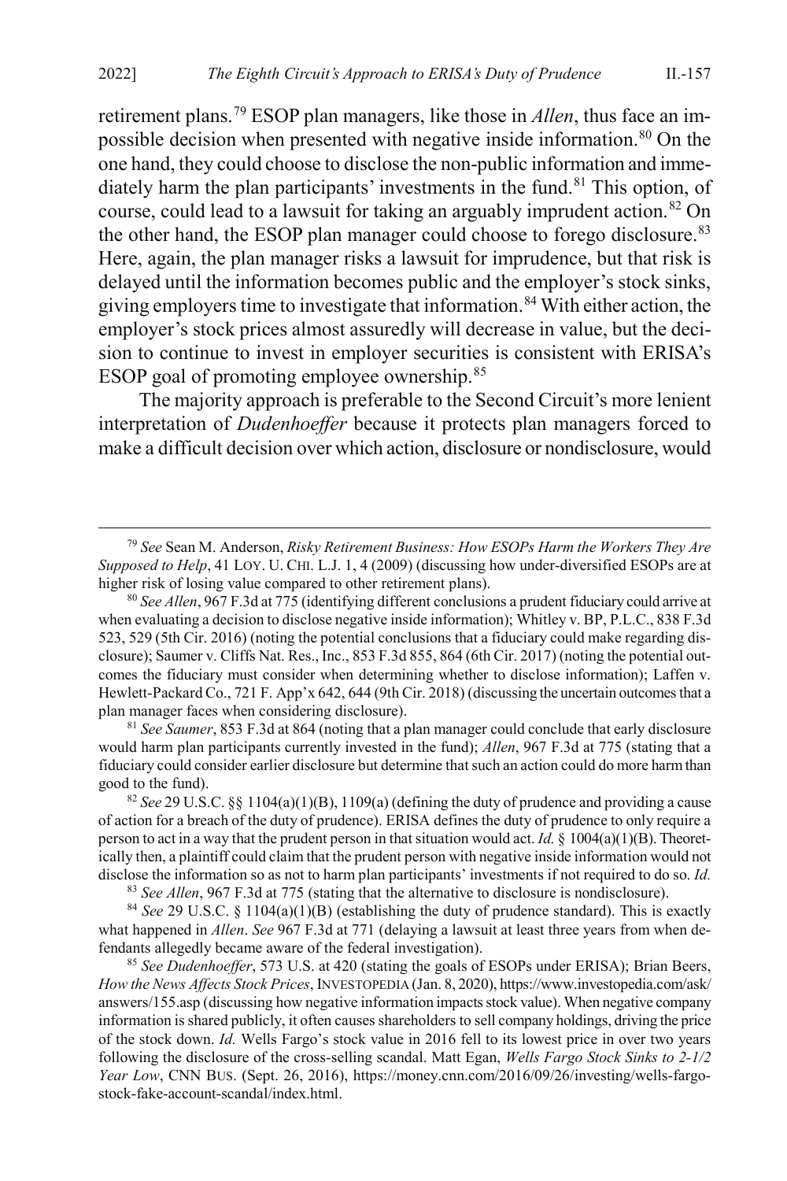retirement plans.[79] ESOP plan managers, like those in *Allen*, thus face an impossible decision when presented with negative inside information.[80] On the one hand, they could choose to disclose the non-public information and immediately harm the plan participants' investments in the fund.[81] This option, of course, could lead to a lawsuit for taking an arguably imprudent action.[82] On the other hand, the ESOP plan manager could choose to forego disclosure.[83] Here, again, the plan manager risks a lawsuit for imprudence, but that risk is delayed until the information becomes public and the employer's stock sinks, giving employers time to investigate that information.[84] With either action, the employer's stock prices almost assuredly will decrease in value, but the decision to continue to invest in employer securities is consistent with ERISA's ESOP goal of promoting employee ownership.[85]

The majority approach is preferable to the Second Circuit's more lenient interpretation of *Dudenhoeffer* because it protects plan managers forced to make a difficult decision over which action, disclosure or nondisclosure, would

---

[79] *See* Sean M. Anderson, *Risky Retirement Business: How ESOPs Harm the Workers They Are Supposed to Help*, 41 LOY. U. CHI. L.J. 1, 4 (2009) (discussing how under-diversified ESOPs are at higher risk of losing value compared to other retirement plans).

[80] *See Allen*, 967 F.3d at 775 (identifying different conclusions a prudent fiduciary could arrive at when evaluating a decision to disclose negative inside information); Whitley v. BP, P.L.C., 838 F.3d 523, 529 (5th Cir. 2016) (noting the potential conclusions that a fiduciary could make regarding disclosure); Saumer v. Cliffs Nat. Res., Inc., 853 F.3d 855, 864 (6th Cir. 2017) (noting the potential outcomes the fiduciary must consider when determining whether to disclose information); Laffen v. Hewlett-Packard Co., 721 F. App'x 642, 644 (9th Cir. 2018) (discussing the uncertain outcomes that a plan manager faces when considering disclosure).

[81] *See Saumer*, 853 F.3d at 864 (noting that a plan manager could conclude that early disclosure would harm plan participants currently invested in the fund); *Allen*, 967 F.3d at 775 (stating that a fiduciary could consider earlier disclosure but determine that such an action could do more harm than good to the fund).

[82] *See* 29 U.S.C. §§ 1104(a)(1)(B), 1109(a) (defining the duty of prudence and providing a cause of action for a breach of the duty of prudence). ERISA defines the duty of prudence to only require a person to act in a way that the prudent person in that situation would act. *Id.* § 1004(a)(1)(B). Theoretically then, a plaintiff could claim that the prudent person with negative inside information would not disclose the information so as not to harm plan participants' investments if not required to do so. *Id.*

[83] *See Allen*, 967 F.3d at 775 (stating that the alternative to disclosure is nondisclosure).

[84] *See* 29 U.S.C. § 1104(a)(1)(B) (establishing the duty of prudence standard). This is exactly what happened in *Allen*. *See* 967 F.3d at 771 (delaying a lawsuit at least three years from when defendants allegedly became aware of the federal investigation).

[85] *See Dudenhoeffer*, 573 U.S. at 420 (stating the goals of ESOPs under ERISA); Brian Beers, *How the News Affects Stock Prices*, INVESTOPEDIA (Jan. 8, 2020), https://www.investopedia.com/ask/answers/155.asp (discussing how negative information impacts stock value). When negative company information is shared publicly, it often causes shareholders to sell company holdings, driving the price of the stock down. *Id.* Wells Fargo's stock value in 2016 fell to its lowest price in over two years following the disclosure of the cross-selling scandal. Matt Egan, *Wells Fargo Stock Sinks to 2-1/2 Year Low*, CNN BUS. (Sept. 26, 2016), https://money.cnn.com/2016/09/26/investing/wells-fargo-stock-fake-account-scandal/index.html.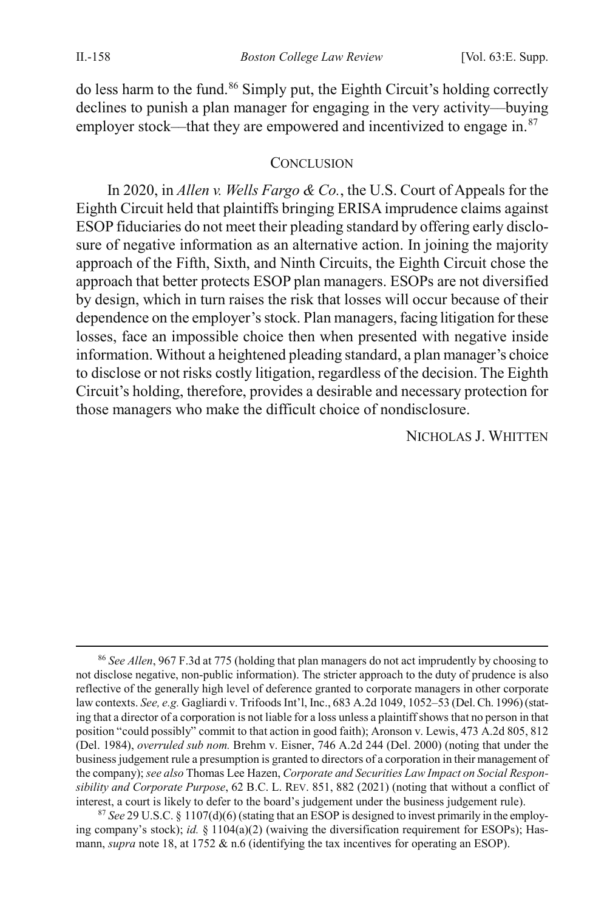do less harm to the fund.[86] Simply put, the Eighth Circuit's holding correctly declines to punish a plan manager for engaging in the very activity—buying employer stock—that they are empowered and incentivized to engage in.[87]

## CONCLUSION

In 2020, in *Allen v. Wells Fargo & Co.*, the U.S. Court of Appeals for the Eighth Circuit held that plaintiffs bringing ERISA imprudence claims against ESOP fiduciaries do not meet their pleading standard by offering early disclosure of negative information as an alternative action. In joining the majority approach of the Fifth, Sixth, and Ninth Circuits, the Eighth Circuit chose the approach that better protects ESOP plan managers. ESOPs are not diversified by design, which in turn raises the risk that losses will occur because of their dependence on the employer's stock. Plan managers, facing litigation for these losses, face an impossible choice then when presented with negative inside information. Without a heightened pleading standard, a plan manager's choice to disclose or not risks costly litigation, regardless of the decision. The Eighth Circuit's holding, therefore, provides a desirable and necessary protection for those managers who make the difficult choice of nondisclosure.

NICHOLAS J. WHITTEN

---

[86] *See Allen*, 967 F.3d at 775 (holding that plan managers do not act imprudently by choosing to not disclose negative, non-public information). The stricter approach to the duty of prudence is also reflective of the generally high level of deference granted to corporate managers in other corporate law contexts. *See, e.g.* Gagliardi v. Trifoods Int'l, Inc., 683 A.2d 1049, 1052–53 (Del. Ch. 1996) (stating that a director of a corporation is not liable for a loss unless a plaintiff shows that no person in that position "could possibly" commit to that action in good faith); Aronson v. Lewis, 473 A.2d 805, 812 (Del. 1984), *overruled sub nom.* Brehm v. Eisner, 746 A.2d 244 (Del. 2000) (noting that under the business judgement rule a presumption is granted to directors of a corporation in their management of the company); *see also* Thomas Lee Hazen, *Corporate and Securities Law Impact on Social Responsibility and Corporate Purpose*, 62 B.C. L. REV. 851, 882 (2021) (noting that without a conflict of interest, a court is likely to defer to the board's judgement under the business judgement rule).

[87] *See* 29 U.S.C. § 1107(d)(6) (stating that an ESOP is designed to invest primarily in the employing company's stock); *id.* § 1104(a)(2) (waiving the diversification requirement for ESOPs); Hasmann, *supra* note 18, at 1752 & n.6 (identifying the tax incentives for operating an ESOP).